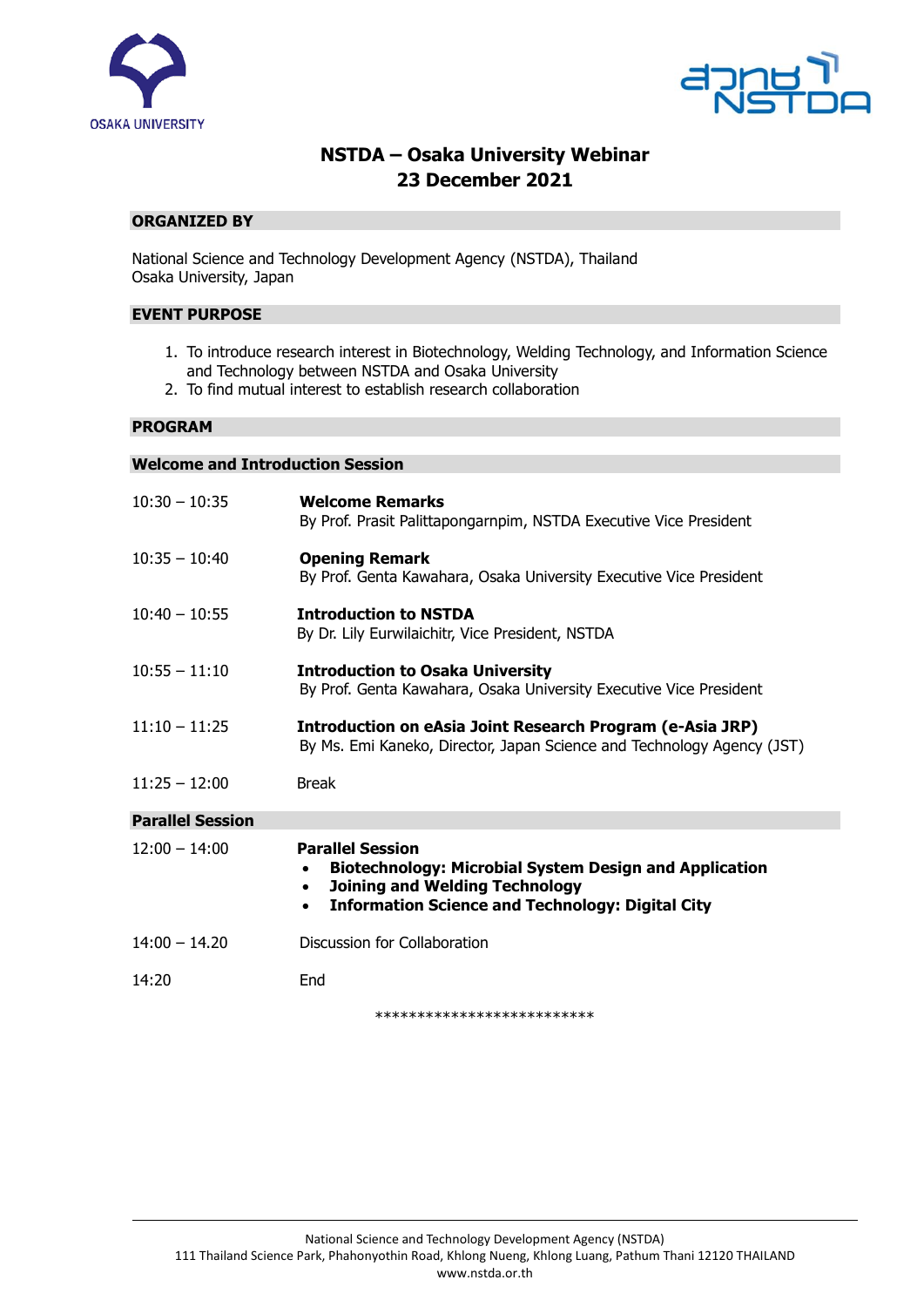# NSTDA – Osaka University Webinar
## 23 December 2021

### ORGANIZED BY

National Science and Technology Development Agency (NSTDA), Thailand
Osaka University, Japan

### EVENT PURPOSE

1. To introduce research interest in Biotechnology, Welding Technology, and Information Science and Technology between NSTDA and Osaka University
2. To find mutual interest to establish research collaboration

### PROGRAM

### Welcome and Introduction Session

| | |
|---|---|
| 10:30 – 10:35 | **Welcome Remarks**<br>By Prof. Prasit Palittapongarnpim, NSTDA Executive Vice President |
| 10:35 – 10:40 | **Opening Remark**<br>By Prof. Genta Kawahara, Osaka University Executive Vice President |
| 10:40 – 10:55 | **Introduction to NSTDA**<br>By Dr. Lily Eurwilaichitr, Vice President, NSTDA |
| 10:55 – 11:10 | **Introduction to Osaka University**<br>By Prof. Genta Kawahara, Osaka University Executive Vice President |
| 11:10 – 11:25 | **Introduction on eAsia Joint Research Program (e-Asia JRP)**<br>By Ms. Emi Kaneko, Director, Japan Science and Technology Agency (JST) |
| 11:25 – 12:00 | Break |

### Parallel Session

| | |
|---|---|
| 12:00 – 14:00 | **Parallel Session**<br>• **Biotechnology: Microbial System Design and Application**<br>• **Joining and Welding Technology**<br>• **Information Science and Technology: Digital City** |
| 14:00 – 14.20 | Discussion for Collaboration |
| 14:20 | End |

**************************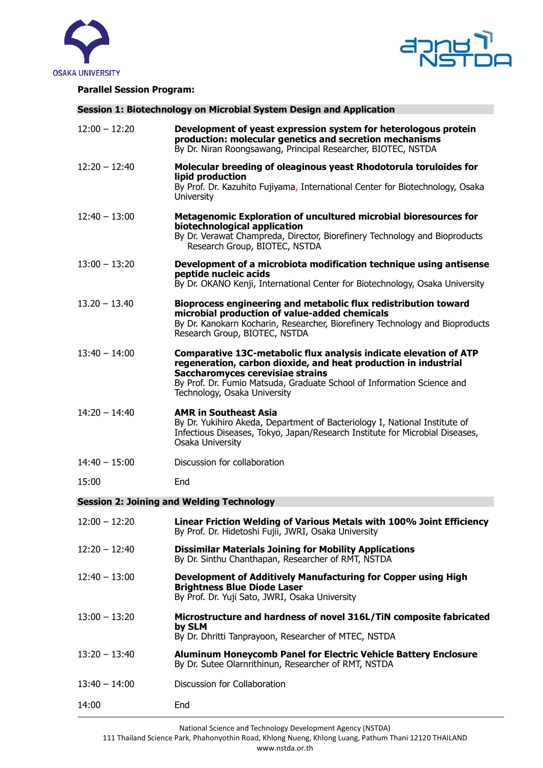**Parallel Session Program:**

## Session 1: Biotechnology on Microbial System Design and Application

| | |
|---|---|
| 12:00 – 12:20 | **Development of yeast expression system for heterologous protein production: molecular genetics and secretion mechanisms**<br>By Dr. Niran Roongsawang, Principal Researcher, BIOTEC, NSTDA |
| 12:20 – 12:40 | **Molecular breeding of oleaginous yeast Rhodotorula toruloides for lipid production**<br>By Prof. Dr. Kazuhito Fujiyama, International Center for Biotechnology, Osaka University |
| 12:40 – 13:00 | **Metagenomic Exploration of uncultured microbial bioresources for biotechnological application**<br>By Dr. Verawat Champreda, Director, Biorefinery Technology and Bioproducts Research Group, BIOTEC, NSTDA |
| 13:00 – 13:20 | **Development of a microbiota modification technique using antisense peptide nucleic acids**<br>By Dr. OKANO Kenji, International Center for Biotechnology, Osaka University |
| 13.20 – 13.40 | **Bioprocess engineering and metabolic flux redistribution toward microbial production of value-added chemicals**<br>By Dr. Kanokarn Kocharin, Researcher, Biorefinery Technology and Bioproducts Research Group, BIOTEC, NSTDA |
| 13:40 – 14:00 | **Comparative 13C-metabolic flux analysis indicate elevation of ATP regeneration, carbon dioxide, and heat production in industrial Saccharomyces cerevisiae strains**<br>By Prof. Dr. Fumio Matsuda, Graduate School of Information Science and Technology, Osaka University |
| 14:20 – 14:40 | **AMR in Southeast Asia**<br>By Dr. Yukihiro Akeda, Department of Bacteriology I, National Institute of Infectious Diseases, Tokyo, Japan/Research Institute for Microbial Diseases, Osaka University |
| 14:40 – 15:00 | Discussion for collaboration |
| 15:00 | End |

## Session 2: Joining and Welding Technology

| | |
|---|---|
| 12:00 – 12:20 | **Linear Friction Welding of Various Metals with 100% Joint Efficiency**<br>By Prof. Dr. Hidetoshi Fujii, JWRI, Osaka University |
| 12:20 – 12:40 | **Dissimilar Materials Joining for Mobility Applications**<br>By Dr. Sinthu Chanthapan, Researcher of RMT, NSTDA |
| 12:40 – 13:00 | **Development of Additively Manufacturing for Copper using High Brightness Blue Diode Laser**<br>By Prof. Dr. Yuji Sato, JWRI, Osaka University |
| 13:00 – 13:20 | **Microstructure and hardness of novel 316L/TiN composite fabricated by SLM**<br>By Dr. Dhritti Tanprayoon, Researcher of MTEC, NSTDA |
| 13:20 – 13:40 | **Aluminum Honeycomb Panel for Electric Vehicle Battery Enclosure**<br>By Dr. Sutee Olarnrithinun, Researcher of RMT, NSTDA |
| 13:40 – 14:00 | Discussion for Collaboration |
| 14:00 | End |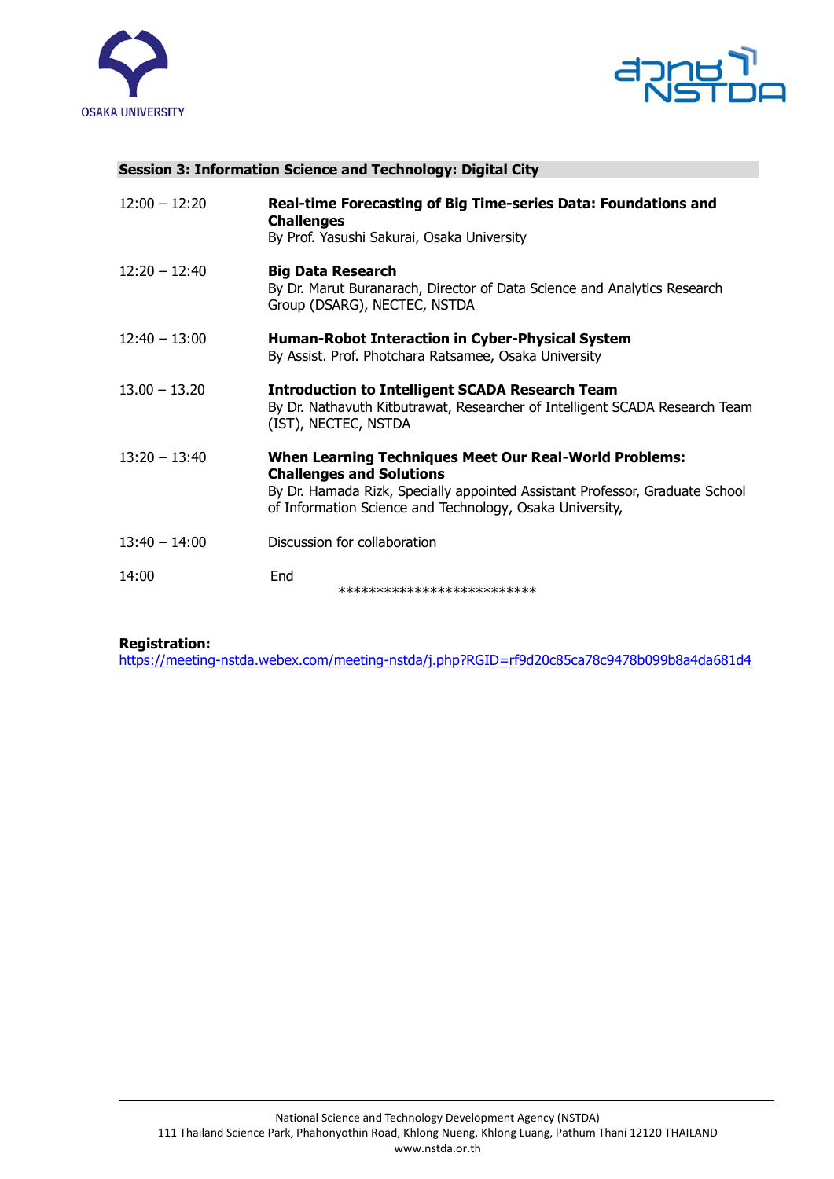OSAKA UNIVERSITY

NSTDA

| Session 3: Information Science and Technology: Digital City | |
|---|---|
| 12:00 – 12:20 | **Real-time Forecasting of Big Time-series Data: Foundations and Challenges**<br>By Prof. Yasushi Sakurai, Osaka University |
| 12:20 – 12:40 | **Big Data Research**<br>By Dr. Marut Buranarach, Director of Data Science and Analytics Research Group (DSARG), NECTEC, NSTDA |
| 12:40 – 13:00 | **Human-Robot Interaction in Cyber-Physical System**<br>By Assist. Prof. Photchara Ratsamee, Osaka University |
| 13.00 – 13.20 | **Introduction to Intelligent SCADA Research Team**<br>By Dr. Nathavuth Kitbutrawat, Researcher of Intelligent SCADA Research Team (IST), NECTEC, NSTDA |
| 13:20 – 13:40 | **When Learning Techniques Meet Our Real-World Problems: Challenges and Solutions**<br>By Dr. Hamada Rizk, Specially appointed Assistant Professor, Graduate School of Information Science and Technology, Osaka University, |
| 13:40 – 14:00 | Discussion for collaboration |
| 14:00 | End |

**************************

**Registration:**
https://meeting-nstda.webex.com/meeting-nstda/j.php?RGID=rf9d20c85ca78c9478b099b8a4da681d4

National Science and Technology Development Agency (NSTDA)
111 Thailand Science Park, Phahonyothin Road, Khlong Nueng, Khlong Luang, Pathum Thani 12120 THAILAND
www.nstda.or.th